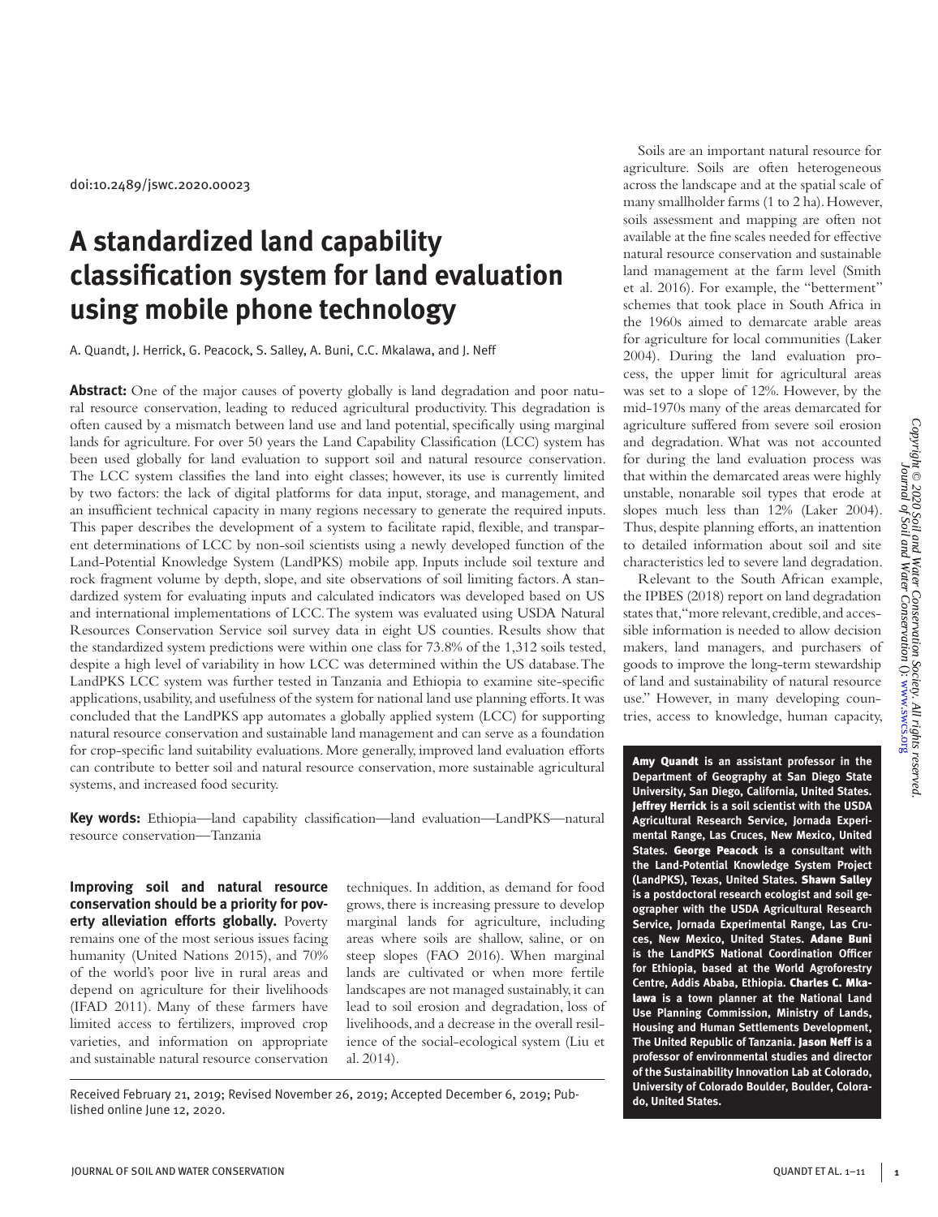doi:10.2489/jswc.2020.00023

# A standardized land capability classification system for land evaluation using mobile phone technology

A. Quandt, J. Herrick, G. Peacock, S. Salley, A. Buni, C.C. Mkalawa, and J. Neff

**Abstract:** One of the major causes of poverty globally is land degradation and poor natural resource conservation, leading to reduced agricultural productivity. This degradation is often caused by a mismatch between land use and land potential, specifically using marginal lands for agriculture. For over 50 years the Land Capability Classification (LCC) system has been used globally for land evaluation to support soil and natural resource conservation. The LCC system classifies the land into eight classes; however, its use is currently limited by two factors: the lack of digital platforms for data input, storage, and management, and an insufficient technical capacity in many regions necessary to generate the required inputs. This paper describes the development of a system to facilitate rapid, flexible, and transparent determinations of LCC by non-soil scientists using a newly developed function of the Land-Potential Knowledge System (LandPKS) mobile app. Inputs include soil texture and rock fragment volume by depth, slope, and site observations of soil limiting factors. A standardized system for evaluating inputs and calculated indicators was developed based on US and international implementations of LCC. The system was evaluated using USDA Natural Resources Conservation Service soil survey data in eight US counties. Results show that the standardized system predictions were within one class for 73.8% of the 1,312 soils tested, despite a high level of variability in how LCC was determined within the US database. The LandPKS LCC system was further tested in Tanzania and Ethiopia to examine site-specific applications, usability, and usefulness of the system for national land use planning efforts. It was concluded that the LandPKS app automates a globally applied system (LCC) for supporting natural resource conservation and sustainable land management and can serve as a foundation for crop-specific land suitability evaluations. More generally, improved land evaluation efforts can contribute to better soil and natural resource conservation, more sustainable agricultural systems, and increased food security.

**Key words:** Ethiopia—land capability classification—land evaluation—LandPKS—natural resource conservation—Tanzania

**Improving soil and natural resource conservation should be a priority for poverty alleviation efforts globally.** Poverty remains one of the most serious issues facing humanity (United Nations 2015), and 70% of the world's poor live in rural areas and depend on agriculture for their livelihoods (IFAD 2011). Many of these farmers have limited access to fertilizers, improved crop varieties, and information on appropriate and sustainable natural resource conservation techniques. In addition, as demand for food grows, there is increasing pressure to develop marginal lands for agriculture, including areas where soils are shallow, saline, or on steep slopes (FAO 2016). When marginal lands are cultivated or when more fertile landscapes are not managed sustainably, it can lead to soil erosion and degradation, loss of livelihoods, and a decrease in the overall resilience of the social-ecological system (Liu et al. 2014).

Soils are an important natural resource for agriculture. Soils are often heterogeneous across the landscape and at the spatial scale of many smallholder farms (1 to 2 ha). However, soils assessment and mapping are often not available at the fine scales needed for effective natural resource conservation and sustainable land management at the farm level (Smith et al. 2016). For example, the "betterment" schemes that took place in South Africa in the 1960s aimed to demarcate arable areas for agriculture for local communities (Laker 2004). During the land evaluation process, the upper limit for agricultural areas was set to a slope of 12%. However, by the mid-1970s many of the areas demarcated for agriculture suffered from severe soil erosion and degradation. What was not accounted for during the land evaluation process was that within the demarcated areas were highly unstable, nonarable soil types that erode at slopes much less than 12% (Laker 2004). Thus, despite planning efforts, an inattention to detailed information about soil and site characteristics led to severe land degradation.

Relevant to the South African example, the IPBES (2018) report on land degradation states that, "more relevant, credible, and accessible information is needed to allow decision makers, land managers, and purchasers of goods to improve the long-term stewardship of land and sustainability of natural resource use." However, in many developing countries, access to knowledge, human capacity,

**Amy Quandt** is an assistant professor in the Department of Geography at San Diego State University, San Diego, California, United States. **Jeffrey Herrick** is a soil scientist with the USDA Agricultural Research Service, Jornada Experimental Range, Las Cruces, New Mexico, United States. **George Peacock** is a consultant with the Land-Potential Knowledge System Project (LandPKS), Texas, United States. **Shawn Salley** is a postdoctoral research ecologist and soil geographer with the USDA Agricultural Research Service, Jornada Experimental Range, Las Cruces, New Mexico, United States. **Adane Buni** is the LandPKS National Coordination Officer for Ethiopia, based at the World Agroforestry Centre, Addis Ababa, Ethiopia. **Charles C. Mkalawa** is a town planner at the National Land Use Planning Commission, Ministry of Lands, Housing and Human Settlements Development, The United Republic of Tanzania. **Jason Neff** is a professor of environmental studies and director of the Sustainability Innovation Lab at Colorado, University of Colorado Boulder, Boulder, Colorado, United States.

Received February 21, 2019; Revised November 26, 2019; Accepted December 6, 2019; Published online June 12, 2020.

Copyright © 2020 Soil and Water Conservation Society. All rights reserved. Journal of Soil and Water Conservation (): www.swcs.org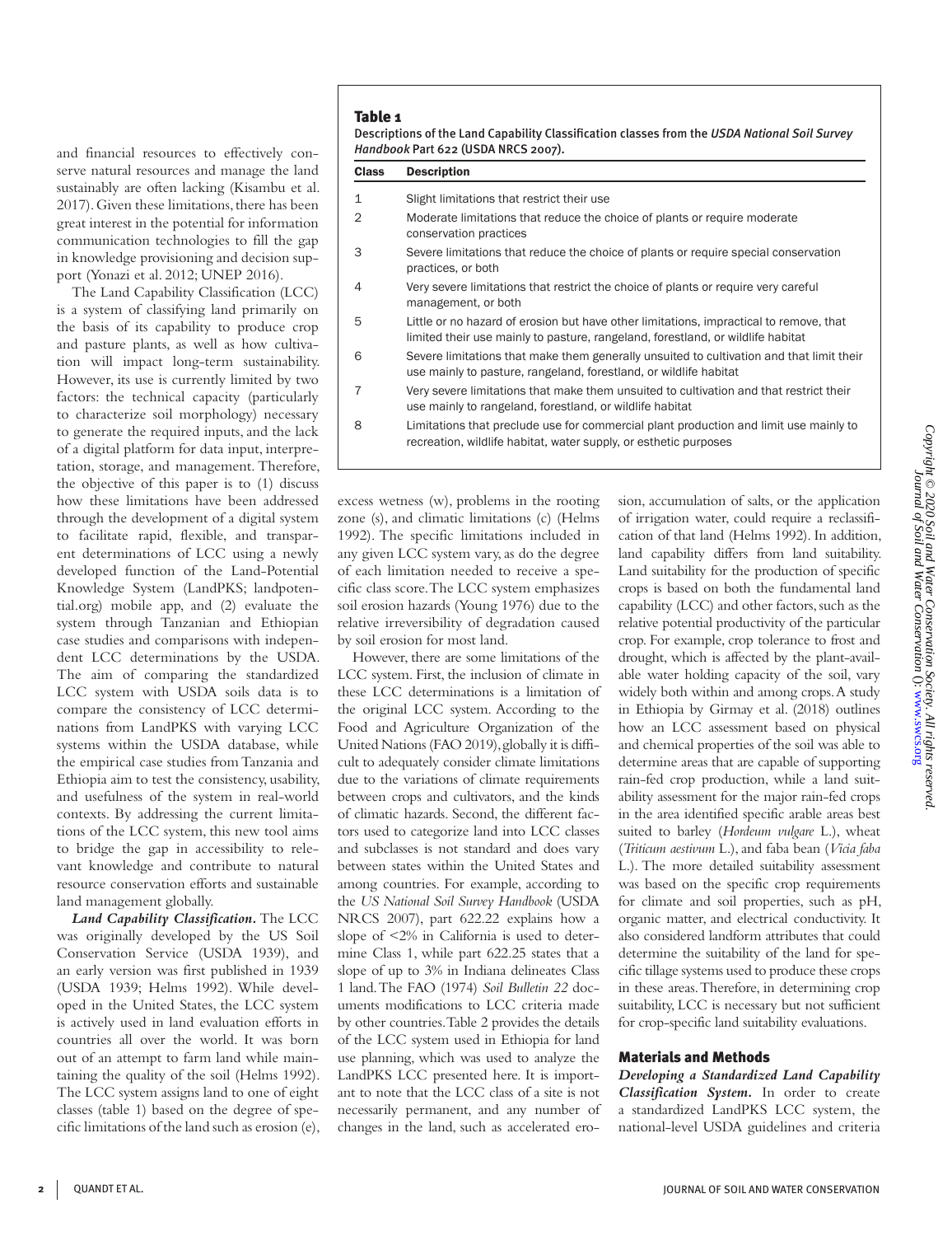and financial resources to effectively conserve natural resources and manage the land sustainably are often lacking (Kisambu et al. 2017). Given these limitations, there has been great interest in the potential for information communication technologies to fill the gap in knowledge provisioning and decision support (Yonazi et al. 2012; UNEP 2016).

The Land Capability Classification (LCC) is a system of classifying land primarily on the basis of its capability to produce crop and pasture plants, as well as how cultivation will impact long-term sustainability. However, its use is currently limited by two factors: the technical capacity (particularly to characterize soil morphology) necessary to generate the required inputs, and the lack of a digital platform for data input, interpretation, storage, and management. Therefore, the objective of this paper is to (1) discuss how these limitations have been addressed through the development of a digital system to facilitate rapid, flexible, and transparent determinations of LCC using a newly developed function of the Land-Potential Knowledge System (LandPKS; landpotential.org) mobile app, and (2) evaluate the system through Tanzanian and Ethiopian case studies and comparisons with independent LCC determinations by the USDA. The aim of comparing the standardized LCC system with USDA soils data is to compare the consistency of LCC determinations from LandPKS with varying LCC systems within the USDA database, while the empirical case studies from Tanzania and Ethiopia aim to test the consistency, usability, and usefulness of the system in real-world contexts. By addressing the current limitations of the LCC system, this new tool aims to bridge the gap in accessibility to relevant knowledge and contribute to natural resource conservation efforts and sustainable land management globally.

***Land Capability Classification.*** The LCC was originally developed by the US Soil Conservation Service (USDA 1939), and an early version was first published in 1939 (USDA 1939; Helms 1992). While developed in the United States, the LCC system is actively used in land evaluation efforts in countries all over the world. It was born out of an attempt to farm land while maintaining the quality of the soil (Helms 1992). The LCC system assigns land to one of eight classes (table 1) based on the degree of specific limitations of the land such as erosion (e), excess wetness (w), problems in the rooting zone (s), and climatic limitations (c) (Helms 1992). The specific limitations included in any given LCC system vary, as do the degree of each limitation needed to receive a specific class score. The LCC system emphasizes soil erosion hazards (Young 1976) due to the relative irreversibility of degradation caused by soil erosion for most land.

**Table 1**

Descriptions of the Land Capability Classification classes from the *USDA National Soil Survey Handbook* Part 622 (USDA NRCS 2007).

| Class | Description |
|---|---|
| 1 | Slight limitations that restrict their use |
| 2 | Moderate limitations that reduce the choice of plants or require moderate conservation practices |
| 3 | Severe limitations that reduce the choice of plants or require special conservation practices, or both |
| 4 | Very severe limitations that restrict the choice of plants or require very careful management, or both |
| 5 | Little or no hazard of erosion but have other limitations, impractical to remove, that limited their use mainly to pasture, rangeland, forestland, or wildlife habitat |
| 6 | Severe limitations that make them generally unsuited to cultivation and that limit their use mainly to pasture, rangeland, forestland, or wildlife habitat |
| 7 | Very severe limitations that make them unsuited to cultivation and that restrict their use mainly to rangeland, forestland, or wildlife habitat |
| 8 | Limitations that preclude use for commercial plant production and limit use mainly to recreation, wildlife habitat, water supply, or esthetic purposes |

However, there are some limitations of the LCC system. First, the inclusion of climate in these LCC determinations is a limitation of the original LCC system. According to the Food and Agriculture Organization of the United Nations (FAO 2019), globally it is difficult to adequately consider climate limitations due to the variations of climate requirements between crops and cultivators, and the kinds of climatic hazards. Second, the different factors used to categorize land into LCC classes and subclasses is not standard and does vary between states within the United States and among countries. For example, according to the *US National Soil Survey Handbook* (USDA NRCS 2007), part 622.22 explains how a slope of <2% in California is used to determine Class 1, while part 622.25 states that a slope of up to 3% in Indiana delineates Class 1 land. The FAO (1974) *Soil Bulletin 22* documents modifications to LCC criteria made by other countries. Table 2 provides the details of the LCC system used in Ethiopia for land use planning, which was used to analyze the LandPKS LCC presented here. It is important to note that the LCC class of a site is not necessarily permanent, and any number of changes in the land, such as accelerated erosion, accumulation of salts, or the application of irrigation water, could require a reclassification of that land (Helms 1992). In addition, land capability differs from land suitability. Land suitability for the production of specific crops is based on both the fundamental land capability (LCC) and other factors, such as the relative potential productivity of the particular crop. For example, crop tolerance to frost and drought, which is affected by the plant-available water holding capacity of the soil, vary widely both within and among crops. A study in Ethiopia by Girmay et al. (2018) outlines how an LCC assessment based on physical and chemical properties of the soil was able to determine areas that are capable of supporting rain-fed crop production, while a land suitability assessment for the major rain-fed crops in the area identified specific arable areas best suited to barley (*Hordeum vulgare* L.), wheat (*Triticum aestivum* L.), and faba bean (*Vicia faba* L.). The more detailed suitability assessment was based on the specific crop requirements for climate and soil properties, such as pH, organic matter, and electrical conductivity. It also considered landform attributes that could determine the suitability of the land for specific tillage systems used to produce these crops in these areas. Therefore, in determining crop suitability, LCC is necessary but not sufficient for crop-specific land suitability evaluations.

## Materials and Methods

***Developing a Standardized Land Capability Classification System.*** In order to create a standardized LandPKS LCC system, the national-level USDA guidelines and criteria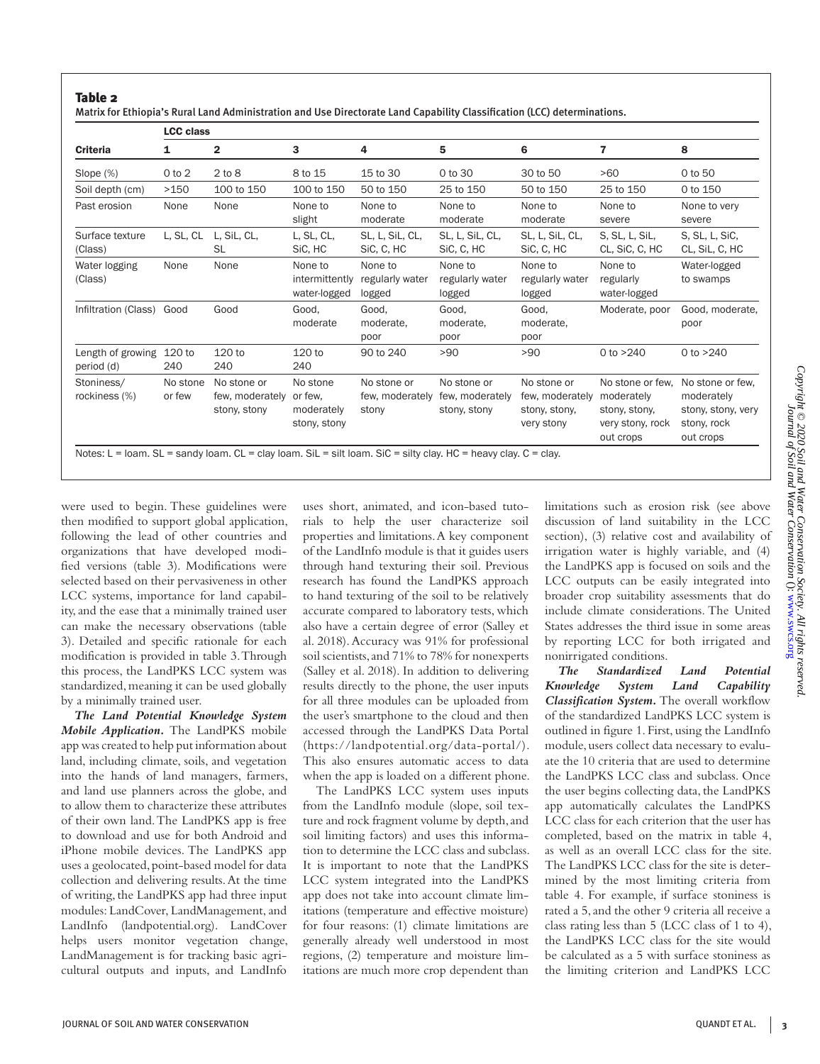**Table 2**

Matrix for Ethiopia's Rural Land Administration and Use Directorate Land Capability Classification (LCC) determinations.

| Criteria | LCC class 1 | 2 | 3 | 4 | 5 | 6 | 7 | 8 |
|---|---|---|---|---|---|---|---|---|
| Slope (%) | 0 to 2 | 2 to 8 | 8 to 15 | 15 to 30 | 0 to 30 | 30 to 50 | >60 | 0 to 50 |
| Soil depth (cm) | >150 | 100 to 150 | 100 to 150 | 50 to 150 | 25 to 150 | 50 to 150 | 25 to 150 | 0 to 150 |
| Past erosion | None | None | None to slight | None to moderate | None to moderate | None to moderate | None to severe | None to very severe |
| Surface texture (Class) | L, SL, CL | L, SiL, CL, SL | L, SL, CL, SiC, HC | SL, L, SiL, CL, SiC, C, HC | SL, L, SiL, CL, SiC, C, HC | SL, L, SiL, CL, SiC, C, HC | S, SL, L, SiL, CL, SiC, C, HC | S, SL, L, SiC, CL, SiL, C, HC |
| Water logging (Class) | None | None | None to intermittently water-logged | None to regularly water logged | None to regularly water logged | None to regularly water logged | None to regularly water-logged | Water-logged to swamps |
| Infiltration (Class) | Good | Good | Good, moderate | Good, moderate, poor | Good, moderate, poor | Good, moderate, poor | Moderate, poor | Good, moderate, poor |
| Length of growing period (d) | 120 to 240 | 120 to 240 | 120 to 240 | 90 to 240 | >90 | >90 | 0 to >240 | 0 to >240 |
| Stoniness/ rockiness (%) | No stone or few | No stone or few, moderately stony, stony | No stone or few, moderately stony, stony | No stone or few, moderately stony | No stone or few, moderately stony, stony | No stone or few, moderately stony, stony, very stony | No stone or few, moderately stony, stony, very stony, rock out crops | No stone or few, moderately stony, stony, very stony, rock out crops |

Notes: L = loam. SL = sandy loam. CL = clay loam. SiL = silt loam. SiC = silty clay. HC = heavy clay. C = clay.

were used to begin. These guidelines were then modified to support global application, following the lead of other countries and organizations that have developed modified versions (table 3). Modifications were selected based on their pervasiveness in other LCC systems, importance for land capability, and the ease that a minimally trained user can make the necessary observations (table 3). Detailed and specific rationale for each modification is provided in table 3. Through this process, the LandPKS LCC system was standardized, meaning it can be used globally by a minimally trained user.

***The Land Potential Knowledge System Mobile Application.*** The LandPKS mobile app was created to help put information about land, including climate, soils, and vegetation into the hands of land managers, farmers, and land use planners across the globe, and to allow them to characterize these attributes of their own land. The LandPKS app is free to download and use for both Android and iPhone mobile devices. The LandPKS app uses a geolocated, point-based model for data collection and delivering results. At the time of writing, the LandPKS app had three input modules: LandCover, LandManagement, and LandInfo (landpotential.org). LandCover helps users monitor vegetation change, LandManagement is for tracking basic agricultural outputs and inputs, and LandInfo uses short, animated, and icon-based tutorials to help the user characterize soil properties and limitations. A key component of the LandInfo module is that it guides users through hand texturing their soil. Previous research has found the LandPKS approach to hand texturing of the soil to be relatively accurate compared to laboratory tests, which also have a certain degree of error (Salley et al. 2018). Accuracy was 91% for professional soil scientists, and 71% to 78% for nonexperts (Salley et al. 2018). In addition to delivering results directly to the phone, the user inputs for all three modules can be uploaded from the user's smartphone to the cloud and then accessed through the LandPKS Data Portal (https://landpotential.org/data-portal/). This also ensures automatic access to data when the app is loaded on a different phone.

The LandPKS LCC system uses inputs from the LandInfo module (slope, soil texture and rock fragment volume by depth, and soil limiting factors) and uses this information to determine the LCC class and subclass. It is important to note that the LandPKS LCC system integrated into the LandPKS app does not take into account climate limitations (temperature and effective moisture) for four reasons: (1) climate limitations are generally already well understood in most regions, (2) temperature and moisture limitations are much more crop dependent than limitations such as erosion risk (see above discussion of land suitability in the LCC section), (3) relative cost and availability of irrigation water is highly variable, and (4) the LandPKS app is focused on soils and the LCC outputs can be easily integrated into broader crop suitability assessments that do include climate considerations. The United States addresses the third issue in some areas by reporting LCC for both irrigated and nonirrigated conditions.

***The Standardized Land Potential Knowledge System Land Capability Classification System.*** The overall workflow of the standardized LandPKS LCC system is outlined in figure 1. First, using the LandInfo module, users collect data necessary to evaluate the 10 criteria that are used to determine the LandPKS LCC class and subclass. Once the user begins collecting data, the LandPKS app automatically calculates the LandPKS LCC class for each criterion that the user has completed, based on the matrix in table 4, as well as an overall LCC class for the site. The LandPKS LCC class for the site is determined by the most limiting criterion from table 4. For example, if surface stoniness is rated a 5, and the other 9 criteria all receive a class rating less than 5 (LCC class of 1 to 4), the LandPKS LCC class for the site would be calculated as a 5 with surface stoniness as the limiting criterion and LandPKS LCC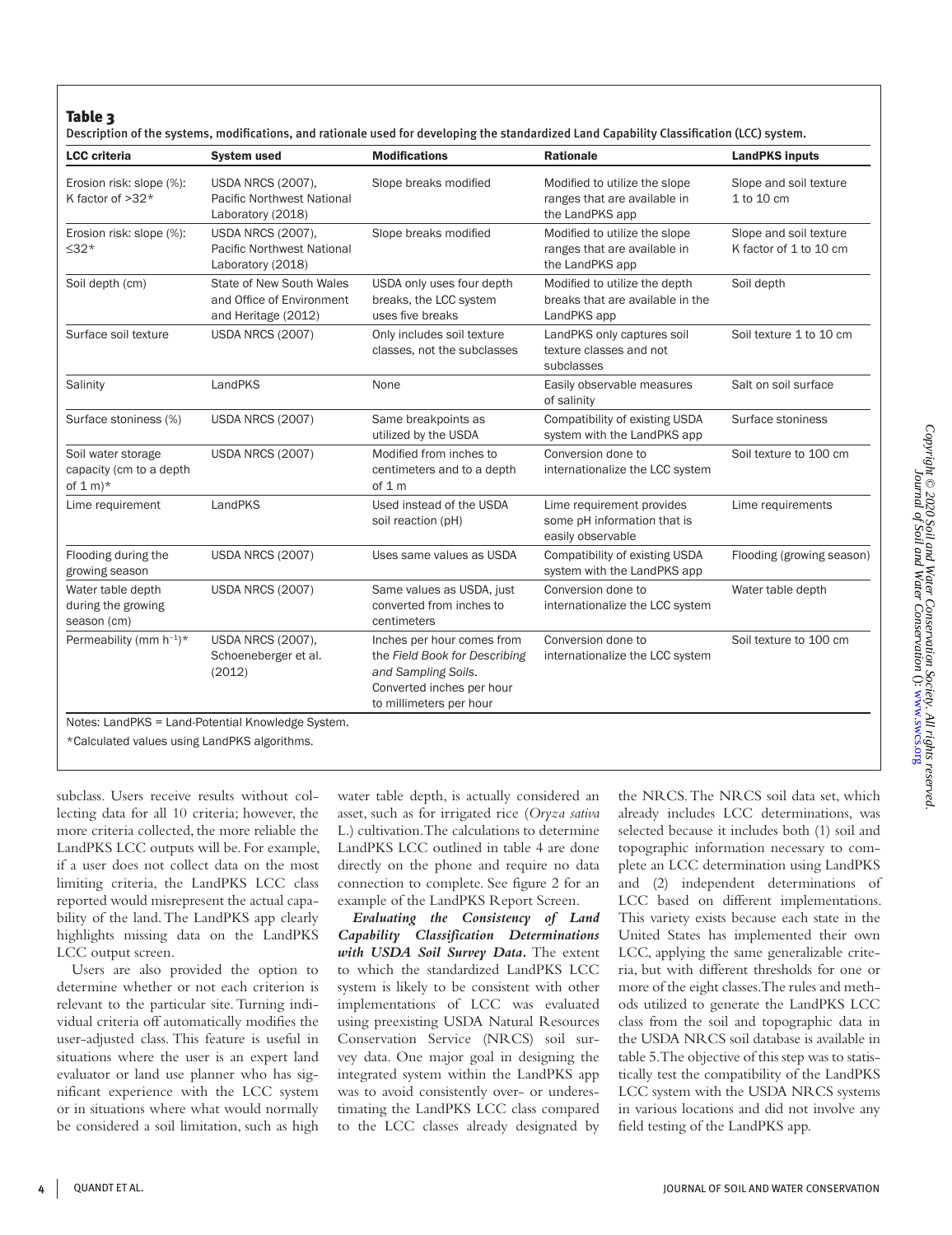**Table 3**

Description of the systems, modifications, and rationale used for developing the standardized Land Capability Classification (LCC) system.

| LCC criteria | System used | Modifications | Rationale | LandPKS inputs |
|---|---|---|---|---|
| Erosion risk: slope (%): K factor of >32* | USDA NRCS (2007), Pacific Northwest National Laboratory (2018) | Slope breaks modified | Modified to utilize the slope ranges that are available in the LandPKS app | Slope and soil texture 1 to 10 cm |
| Erosion risk: slope (%): ≤32* | USDA NRCS (2007), Pacific Northwest National Laboratory (2018) | Slope breaks modified | Modified to utilize the slope ranges that are available in the LandPKS app | Slope and soil texture K factor of 1 to 10 cm |
| Soil depth (cm) | State of New South Wales and Office of Environment and Heritage (2012) | USDA only uses four depth breaks, the LCC system uses five breaks | Modified to utilize the depth breaks that are available in the LandPKS app | Soil depth |
| Surface soil texture | USDA NRCS (2007) | Only includes soil texture classes, not the subclasses | LandPKS only captures soil texture classes and not subclasses | Soil texture 1 to 10 cm |
| Salinity | LandPKS | None | Easily observable measures of salinity | Salt on soil surface |
| Surface stoniness (%) | USDA NRCS (2007) | Same breakpoints as utilized by the USDA | Compatibility of existing USDA system with the LandPKS app | Surface stoniness |
| Soil water storage capacity (cm to a depth of 1 m)* | USDA NRCS (2007) | Modified from inches to centimeters and to a depth of 1 m | Conversion done to internationalize the LCC system | Soil texture to 100 cm |
| Lime requirement | LandPKS | Used instead of the USDA soil reaction (pH) | Lime requirement provides some pH information that is easily observable | Lime requirements |
| Flooding during the growing season | USDA NRCS (2007) | Uses same values as USDA | Compatibility of existing USDA system with the LandPKS app | Flooding (growing season) |
| Water table depth during the growing season (cm) | USDA NRCS (2007) | Same values as USDA, just converted from inches to centimeters | Conversion done to internationalize the LCC system | Water table depth |
| Permeability (mm $h^{-1}$)* | USDA NRCS (2007), Schoeneberger et al. (2012) | Inches per hour comes from the *Field Book for Describing and Sampling Soils*. Converted inches per hour to millimeters per hour | Conversion done to internationalize the LCC system | Soil texture to 100 cm |

Notes: LandPKS = Land-Potential Knowledge System.

*Calculated values using LandPKS algorithms.

subclass. Users receive results without collecting data for all 10 criteria; however, the more criteria collected, the more reliable the LandPKS LCC outputs will be. For example, if a user does not collect data on the most limiting criteria, the LandPKS LCC class reported would misrepresent the actual capability of the land. The LandPKS app clearly highlights missing data on the LandPKS LCC output screen.

Users are also provided the option to determine whether or not each criterion is relevant to the particular site. Turning individual criteria off automatically modifies the user-adjusted class. This feature is useful in situations where the user is an expert land evaluator or land use planner who has significant experience with the LCC system or in situations where what would normally be considered a soil limitation, such as high water table depth, is actually considered an asset, such as for irrigated rice (*Oryza sativa* L.) cultivation. The calculations to determine LandPKS LCC outlined in table 4 are done directly on the phone and require no data connection to complete. See figure 2 for an example of the LandPKS Report Screen.

***Evaluating the Consistency of Land Capability Classification Determinations with USDA Soil Survey Data.*** The extent to which the standardized LandPKS LCC system is likely to be consistent with other implementations of LCC was evaluated using preexisting USDA Natural Resources Conservation Service (NRCS) soil survey data. One major goal in designing the integrated system within the LandPKS app was to avoid consistently over- or underestimating the LandPKS LCC class compared to the LCC classes already designated by the NRCS. The NRCS soil data set, which already includes LCC determinations, was selected because it includes both (1) soil and topographic information necessary to complete an LCC determination using LandPKS and (2) independent determinations of LCC based on different implementations. This variety exists because each state in the United States has implemented their own LCC, applying the same generalizable criteria, but with different thresholds for one or more of the eight classes. The rules and methods utilized to generate the LandPKS LCC class from the soil and topographic data in the USDA NRCS soil database is available in table 5. The objective of this step was to statistically test the compatibility of the LandPKS LCC system with the USDA NRCS systems in various locations and did not involve any field testing of the LandPKS app.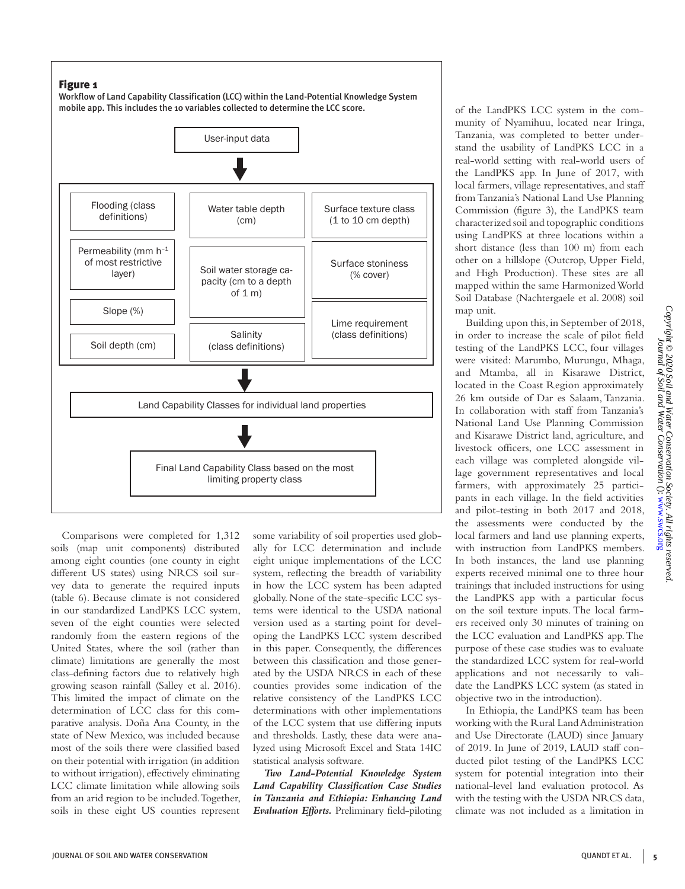**Figure 1**

Workflow of Land Capability Classification (LCC) within the Land-Potential Knowledge System mobile app. This includes the 10 variables collected to determine the LCC score.

User-input data

↓

- Flooding (class definitions)
- Permeability (mm $h^{-1}$ of most restrictive layer)
- Slope (%)
- Soil depth (cm)
- Water table depth (cm)
- Soil water storage capacity (cm to a depth of 1 m)
- Salinity (class definitions)
- Surface texture class (1 to 10 cm depth)
- Surface stoniness (% cover)
- Lime requirement (class definitions)

↓

Land Capability Classes for individual land properties

↓

Final Land Capability Class based on the most limiting property class

Comparisons were completed for 1,312 soils (map unit components) distributed among eight counties (one county in eight different US states) using NRCS soil survey data to generate the required inputs (table 6). Because climate is not considered in our standardized LandPKS LCC system, seven of the eight counties were selected randomly from the eastern regions of the United States, where the soil (rather than climate) limitations are generally the most class-defining factors due to relatively high growing season rainfall (Salley et al. 2016). This limited the impact of climate on the determination of LCC class for this comparative analysis. Doña Ana County, in the state of New Mexico, was included because most of the soils there were classified based on their potential with irrigation (in addition to without irrigation), effectively eliminating LCC climate limitation while allowing soils from an arid region to be included. Together, soils in these eight US counties represent some variability of soil properties used globally for LCC determination and include eight unique implementations of the LCC system, reflecting the breadth of variability in how the LCC system has been adapted globally. None of the state-specific LCC systems were identical to the USDA national version used as a starting point for developing the LandPKS LCC system described in this paper. Consequently, the differences between this classification and those generated by the USDA NRCS in each of these counties provides some indication of the relative consistency of the LandPKS LCC determinations with other implementations of the LCC system that use differing inputs and thresholds. Lastly, these data were analyzed using Microsoft Excel and Stata 14IC statistical analysis software.

***Two Land-Potential Knowledge System Land Capability Classification Case Studies in Tanzania and Ethiopia: Enhancing Land Evaluation Efforts.*** Preliminary field-piloting of the LandPKS LCC system in the community of Nyamihuu, located near Iringa, Tanzania, was completed to better understand the usability of LandPKS LCC in a real-world setting with real-world users of the LandPKS app. In June of 2017, with local farmers, village representatives, and staff from Tanzania's National Land Use Planning Commission (figure 3), the LandPKS team characterized soil and topographic conditions using LandPKS at three locations within a short distance (less than 100 m) from each other on a hillslope (Outcrop, Upper Field, and High Production). These sites are all mapped within the same Harmonized World Soil Database (Nachtergaele et al. 2008) soil map unit.

Building upon this, in September of 2018, in order to increase the scale of pilot field testing of the LandPKS LCC, four villages were visited: Marumbo, Murungu, Mhaga, and Mtamba, all in Kisarawe District, located in the Coast Region approximately 26 km outside of Dar es Salaam, Tanzania. In collaboration with staff from Tanzania's National Land Use Planning Commission and Kisarawe District land, agriculture, and livestock officers, one LCC assessment in each village was completed alongside village government representatives and local farmers, with approximately 25 participants in each village. In the field activities and pilot-testing in both 2017 and 2018, the assessments were conducted by the local farmers and land use planning experts, with instruction from LandPKS members. In both instances, the land use planning experts received minimal one to three hour trainings that included instructions for using the LandPKS app with a particular focus on the soil texture inputs. The local farmers received only 30 minutes of training on the LCC evaluation and LandPKS app. The purpose of these case studies was to evaluate the standardized LCC system for real-world applications and not necessarily to validate the LandPKS LCC system (as stated in objective two in the introduction).

In Ethiopia, the LandPKS team has been working with the Rural Land Administration and Use Directorate (LAUD) since January of 2019. In June of 2019, LAUD staff conducted pilot testing of the LandPKS LCC system for potential integration into their national-level land evaluation protocol. As with the testing with the USDA NRCS data, climate was not included as a limitation in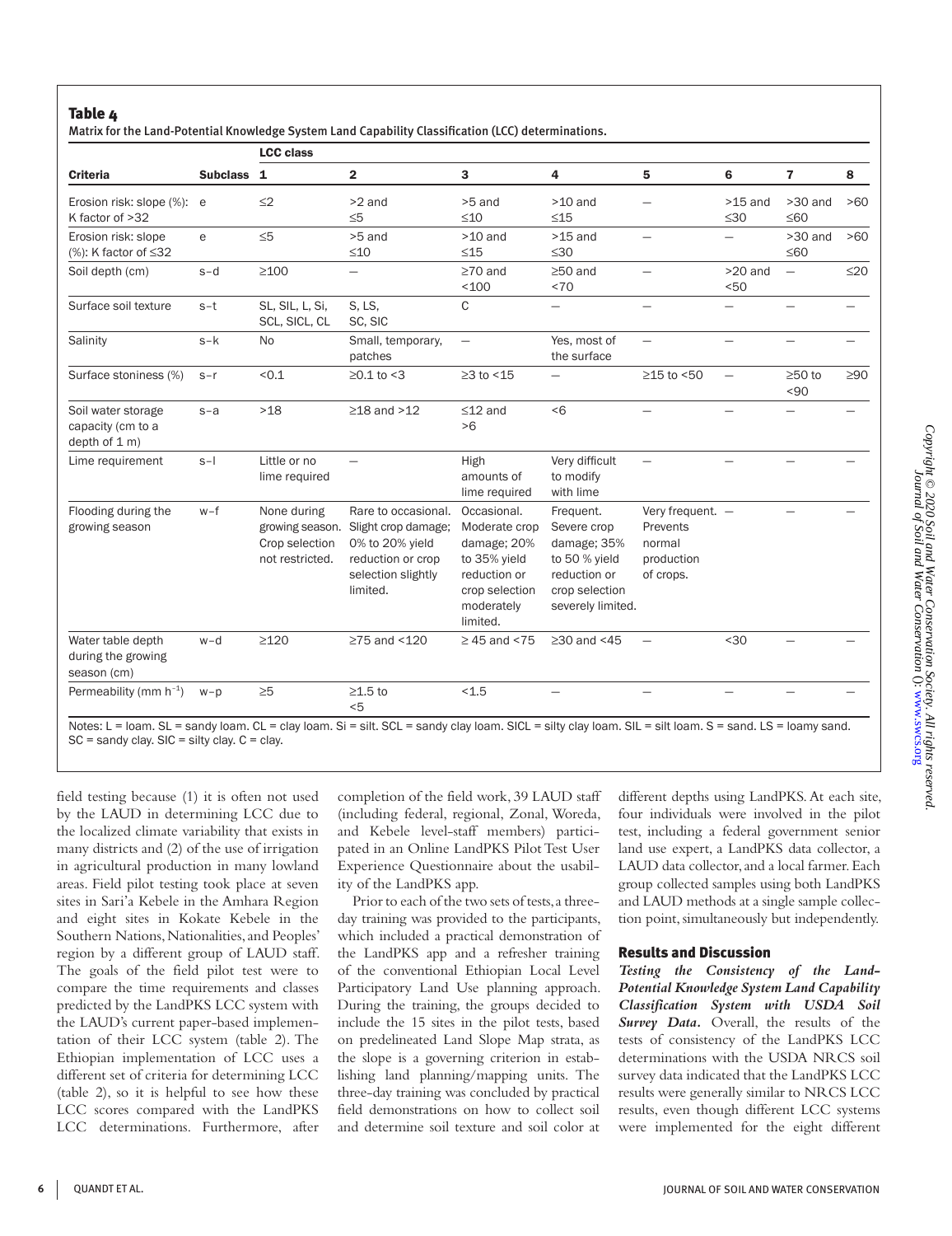**Table 4**

Matrix for the Land-Potential Knowledge System Land Capability Classification (LCC) determinations.

| Criteria | Subclass | LCC class 1 | 2 | 3 | 4 | 5 | 6 | 7 | 8 |
|---|---|---|---|---|---|---|---|---|---|
| Erosion risk: slope (%): K factor of >32 | e | ≤2 | >2 and ≤5 | >5 and ≤10 | >10 and ≤15 | — | >15 and ≤30 | >30 and ≤60 | >60 |
| Erosion risk: slope (%): K factor of ≤32 | e | ≤5 | >5 and ≤10 | >10 and ≤15 | >15 and ≤30 | — | — | >30 and ≤60 | >60 |
| Soil depth (cm) | s–d | ≥100 | — | ≥70 and <100 | ≥50 and <70 | — | >20 and <50 | — | ≤20 |
| Surface soil texture | s–t | SL, SIL, L, Si, SCL, SICL, CL | S, LS, SC, SIC | C | — | — | — | — | — |
| Salinity | s–k | No | Small, temporary, patches | — | Yes, most of the surface | — | — | — | — |
| Surface stoniness (%) | s–r | <0.1 | ≥0.1 to <3 | ≥3 to <15 | — | ≥15 to <50 | — | ≥50 to <90 | ≥90 |
| Soil water storage capacity (cm to a depth of 1 m) | s–a | >18 | ≥18 and >12 | ≤12 and >6 | <6 | — | — | — | — |
| Lime requirement | s–l | Little or no lime required | — | High amounts of lime required | Very difficult to modify with lime | — | — | — | — |
| Flooding during the growing season | w–f | None during growing season. Crop selection not restricted. | Rare to occasional. Slight crop damage; 0% to 20% yield reduction or crop selection slightly limited. | Occasional. Moderate crop damage; 20% to 35% yield reduction or crop selection moderately limited. | Frequent. Severe crop damage; 35% to 50 % yield reduction or crop selection severely limited. | Very frequent. Prevents normal production of crops. | — | — | — |
| Water table depth during the growing season (cm) | w–d | ≥120 | ≥75 and <120 | ≥ 45 and <75 | ≥30 and <45 | — | <30 | — | — |
| Permeability (mm h$^{-1}$) | w–p | ≥5 | ≥1.5 to <5 | <1.5 | — | — | — | — | — |

Notes: L = loam. SL = sandy loam. CL = clay loam. Si = silt. SCL = sandy clay loam. SICL = silty clay loam. SIL = silt loam. S = sand. LS = loamy sand. SC = sandy clay. SIC = silty clay. C = clay.

field testing because (1) it is often not used by the LAUD in determining LCC due to the localized climate variability that exists in many districts and (2) of the use of irrigation in agricultural production in many lowland areas. Field pilot testing took place at seven sites in Sari'a Kebele in the Amhara Region and eight sites in Kokate Kebele in the Southern Nations, Nationalities, and Peoples' region by a different group of LAUD staff. The goals of the field pilot test were to compare the time requirements and classes predicted by the LandPKS LCC system with the LAUD's current paper-based implementation of their LCC system (table 2). The Ethiopian implementation of LCC uses a different set of criteria for determining LCC (table 2), so it is helpful to see how these LCC scores compared with the LandPKS LCC determinations. Furthermore, after completion of the field work, 39 LAUD staff (including federal, regional, Zonal, Woreda, and Kebele level-staff members) participated in an Online LandPKS Pilot Test User Experience Questionnaire about the usability of the LandPKS app.

Prior to each of the two sets of tests, a three-day training was provided to the participants, which included a practical demonstration of the LandPKS app and a refresher training of the conventional Ethiopian Local Level Participatory Land Use planning approach. During the training, the groups decided to include the 15 sites in the pilot tests, based on predelineated Land Slope Map strata, as the slope is a governing criterion in establishing land planning/mapping units. The three-day training was concluded by practical field demonstrations on how to collect soil and determine soil texture and soil color at different depths using LandPKS. At each site, four individuals were involved in the pilot test, including a federal government senior land use expert, a LandPKS data collector, a LAUD data collector, and a local farmer. Each group collected samples using both LandPKS and LAUD methods at a single sample collection point, simultaneously but independently.

## Results and Discussion

***Testing the Consistency of the Land-Potential Knowledge System Land Capability Classification System with USDA Soil Survey Data.*** Overall, the results of the tests of consistency of the LandPKS LCC determinations with the USDA NRCS soil survey data indicated that the LandPKS LCC results were generally similar to NRCS LCC results, even though different LCC systems were implemented for the eight different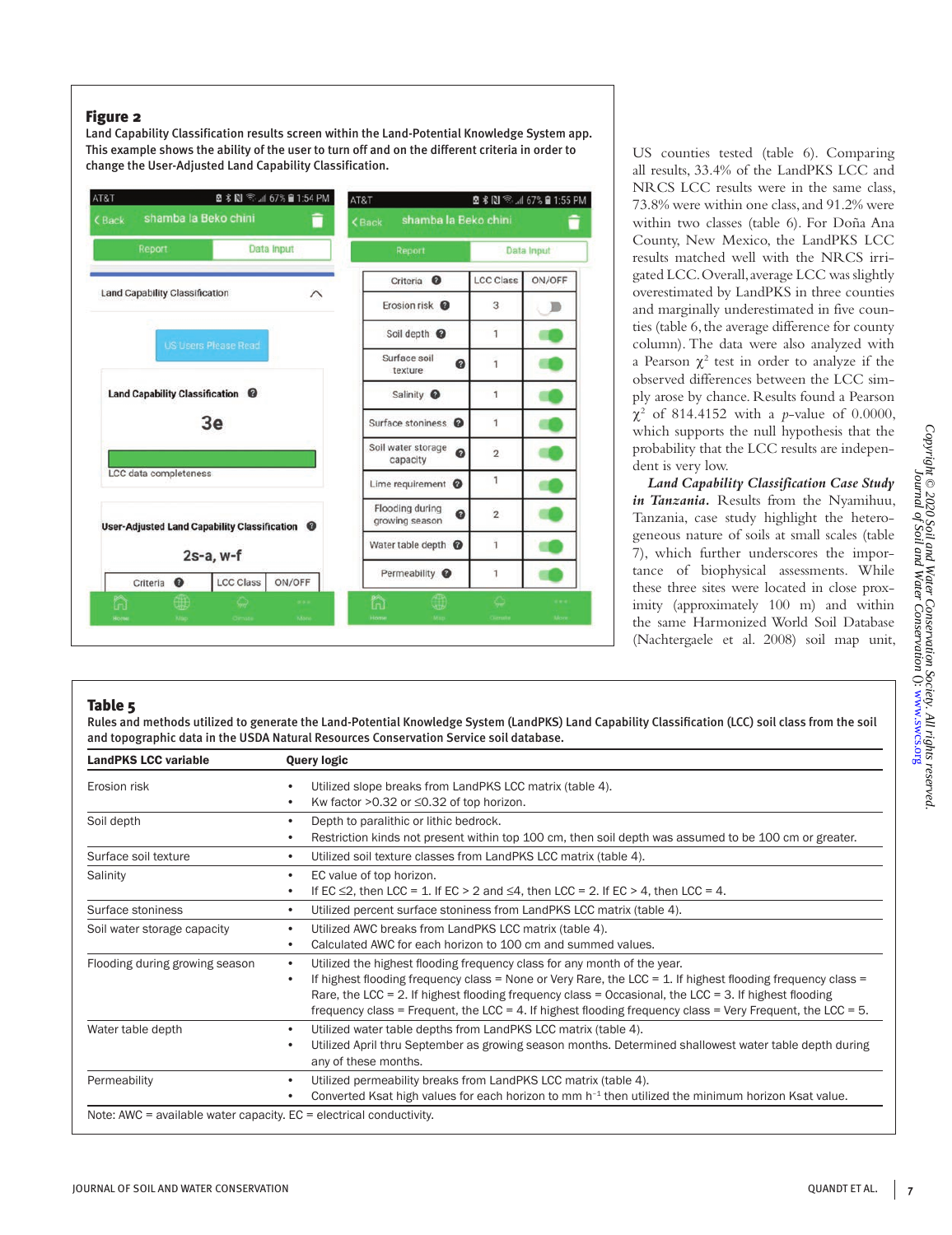**Figure 2**

Land Capability Classification results screen within the Land-Potential Knowledge System app. This example shows the ability of the user to turn off and on the different criteria in order to change the User-Adjusted Land Capability Classification.

US counties tested (table 6). Comparing all results, 33.4% of the LandPKS LCC and NRCS LCC results were in the same class, 73.8% were within one class, and 91.2% were within two classes (table 6). For Doña Ana County, New Mexico, the LandPKS LCC results matched well with the NRCS irrigated LCC. Overall, average LCC was slightly overestimated by LandPKS in three counties and marginally underestimated in five counties (table 6, the average difference for county column). The data were also analyzed with a Pearson $\chi^2$ test in order to analyze if the observed differences between the LCC simply arose by chance. Results found a Pearson $\chi^2$ of 814.4152 with a $p$-value of 0.0000, which supports the null hypothesis that the probability that the LCC results are independent is very low.

***Land Capability Classification Case Study in Tanzania.*** Results from the Nyamihuu, Tanzania, case study highlight the heterogeneous nature of soils at small scales (table 7), which further underscores the importance of biophysical assessments. While these three sites were located in close proximity (approximately 100 m) and within the same Harmonized World Soil Database (Nachtergaele et al. 2008) soil map unit,

**Table 5**

Rules and methods utilized to generate the Land-Potential Knowledge System (LandPKS) Land Capability Classification (LCC) soil class from the soil and topographic data in the USDA Natural Resources Conservation Service soil database.

| LandPKS LCC variable | Query logic |
|---|---|
| Erosion risk | • Utilized slope breaks from LandPKS LCC matrix (table 4).<br>• Kw factor >0.32 or ≤0.32 of top horizon. |
| Soil depth | • Depth to paralithic or lithic bedrock.<br>• Restriction kinds not present within top 100 cm, then soil depth was assumed to be 100 cm or greater. |
| Surface soil texture | • Utilized soil texture classes from LandPKS LCC matrix (table 4). |
| Salinity | • EC value of top horizon.<br>• If EC ≤2, then LCC = 1. If EC > 2 and ≤4, then LCC = 2. If EC > 4, then LCC = 4. |
| Surface stoniness | • Utilized percent surface stoniness from LandPKS LCC matrix (table 4). |
| Soil water storage capacity | • Utilized AWC breaks from LandPKS LCC matrix (table 4).<br>• Calculated AWC for each horizon to 100 cm and summed values. |
| Flooding during growing season | • Utilized the highest flooding frequency class for any month of the year.<br>• If highest flooding frequency class = None or Very Rare, the LCC = 1. If highest flooding frequency class = Rare, the LCC = 2. If highest flooding frequency class = Occasional, the LCC = 3. If highest flooding frequency class = Frequent, the LCC = 4. If highest flooding frequency class = Very Frequent, the LCC = 5. |
| Water table depth | • Utilized water table depths from LandPKS LCC matrix (table 4).<br>• Utilized April thru September as growing season months. Determined shallowest water table depth during any of these months. |
| Permeability | • Utilized permeability breaks from LandPKS LCC matrix (table 4).<br>• Converted Ksat high values for each horizon to mm h$^{-1}$ then utilized the minimum horizon Ksat value. |

Note: AWC = available water capacity. EC = electrical conductivity.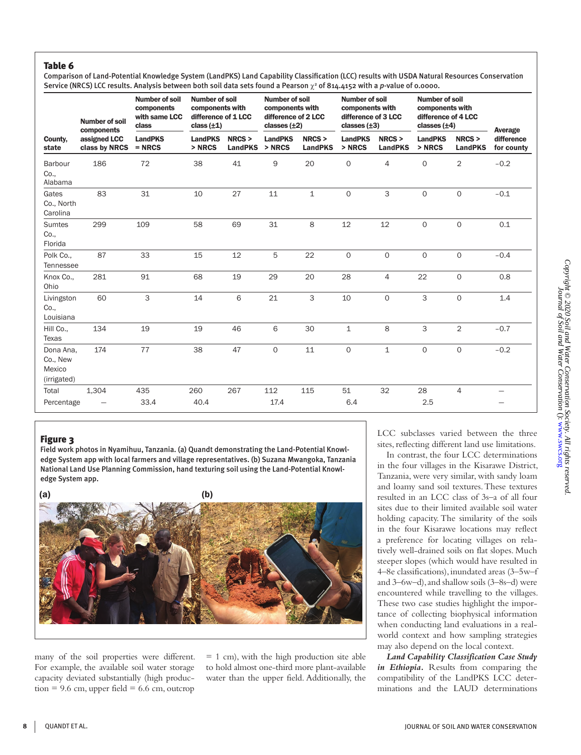**Table 6**

Comparison of Land-Potential Knowledge System (LandPKS) Land Capability Classification (LCC) results with USDA Natural Resources Conservation Service (NRCS) LCC results. Analysis between both soil data sets found a Pearson $\chi^2$ of 814.4152 with a *p*-value of 0.0000.

| County, state | Number of soil components assigned LCC class by NRCS | Number of soil components with same LCC class | Number of soil components with difference of 1 LCC class (±1) | | Number of soil components with difference of 2 LCC classes (±2) | | Number of soil components with difference of 3 LCC classes (±3) | | Number of soil components with difference of 4 LCC classes (±4) | | Average difference for county |
|---|---|---|---|---|---|---|---|---|---|---|---|
| | | LandPKS = NRCS | LandPKS > NRCS | NRCS > LandPKS | LandPKS > NRCS | NRCS > LandPKS | LandPKS > NRCS | NRCS > LandPKS | LandPKS > NRCS | NRCS > LandPKS | |
| Barbour Co., Alabama | 186 | 72 | 38 | 41 | 9 | 20 | 0 | 4 | 0 | 2 | −0.2 |
| Gates Co., North Carolina | 83 | 31 | 10 | 27 | 11 | 1 | 0 | 3 | 0 | 0 | −0.1 |
| Sumtes Co., Florida | 299 | 109 | 58 | 69 | 31 | 8 | 12 | 12 | 0 | 0 | 0.1 |
| Polk Co., Tennessee | 87 | 33 | 15 | 12 | 5 | 22 | 0 | 0 | 0 | 0 | −0.4 |
| Knox Co., Ohio | 281 | 91 | 68 | 19 | 29 | 20 | 28 | 4 | 22 | 0 | 0.8 |
| Livingston Co., Louisiana | 60 | 3 | 14 | 6 | 21 | 3 | 10 | 0 | 3 | 0 | 1.4 |
| Hill Co., Texas | 134 | 19 | 19 | 46 | 6 | 30 | 1 | 8 | 3 | 2 | −0.7 |
| Dona Ana, Co., New Mexico (irrigated) | 174 | 77 | 38 | 47 | 0 | 11 | 0 | 1 | 0 | 0 | −0.2 |
| Total | 1,304 | 435 | 260 | 267 | 112 | 115 | 51 | 32 | 28 | 4 | — |
| Percentage | — | 33.4 | 40.4 | | 17.4 | | 6.4 | | 2.5 | | — |

**Figure 3**

Field work photos in Nyamihuu, Tanzania. (a) Quandt demonstrating the Land-Potential Knowledge System app with local farmers and village representatives. (b) Suzana Mwangoka, Tanzania National Land Use Planning Commission, hand texturing soil using the Land-Potential Knowledge System app.

many of the soil properties were different. For example, the available soil water storage capacity deviated substantially (high production = 9.6 cm, upper field = 6.6 cm, outcrop = 1 cm), with the high production site able to hold almost one-third more plant-available water than the upper field. Additionally, the LCC subclasses varied between the three sites, reflecting different land use limitations.

In contrast, the four LCC determinations in the four villages in the Kisarawe District, Tanzania, were very similar, with sandy loam and loamy sand soil textures. These textures resulted in an LCC class of 3s–a of all four sites due to their limited available soil water holding capacity. The similarity of the soils in the four Kisarawe locations may reflect a preference for locating villages on relatively well-drained soils on flat slopes. Much steeper slopes (which would have resulted in 4–8e classifications), inundated areas (3–5w–f and 3–6w–d), and shallow soils (3–8s–d) were encountered while travelling to the villages. These two case studies highlight the importance of collecting biophysical information when conducting land evaluations in a real-world context and how sampling strategies may also depend on the local context.

***Land Capability Classification Case Study in Ethiopia.*** Results from comparing the compatibility of the LandPKS LCC determinations and the LAUD determinations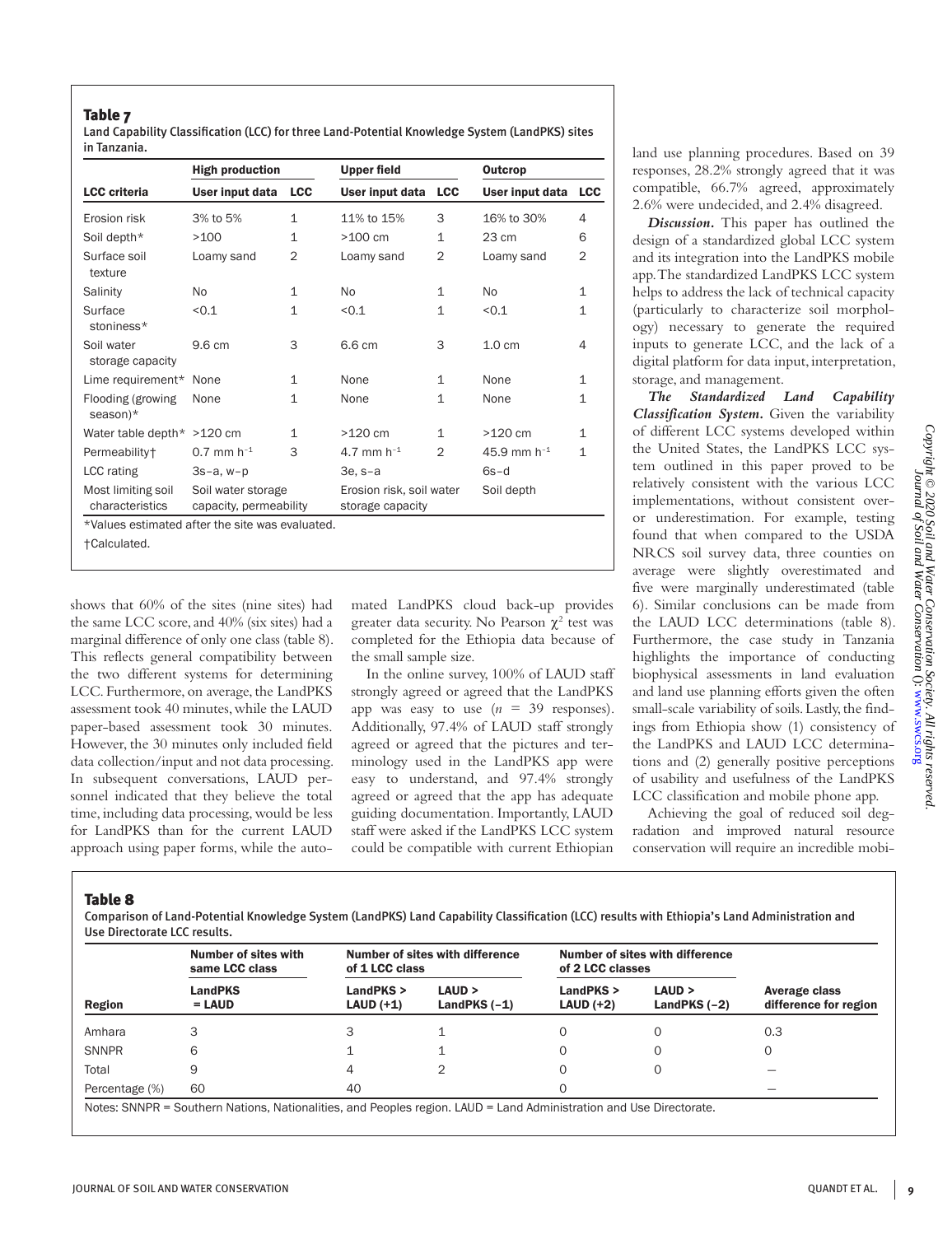**Table 7**

Land Capability Classification (LCC) for three Land-Potential Knowledge System (LandPKS) sites in Tanzania.

| | High production | | Upper field | | Outcrop | |
|---|---|---|---|---|---|---|
| LCC criteria | User input data | LCC | User input data | LCC | User input data | LCC |
| Erosion risk | 3% to 5% | 1 | 11% to 15% | 3 | 16% to 30% | 4 |
| Soil depth* | >100 | 1 | >100 cm | 1 | 23 cm | 6 |
| Surface soil texture | Loamy sand | 2 | Loamy sand | 2 | Loamy sand | 2 |
| Salinity | No | 1 | No | 1 | No | 1 |
| Surface stoniness* | <0.1 | 1 | <0.1 | 1 | <0.1 | 1 |
| Soil water storage capacity | 9.6 cm | 3 | 6.6 cm | 3 | 1.0 cm | 4 |
| Lime requirement* | None | 1 | None | 1 | None | 1 |
| Flooding (growing season)* | None | 1 | None | 1 | None | 1 |
| Water table depth* | >120 cm | 1 | >120 cm | 1 | >120 cm | 1 |
| Permeability† | 0.7 mm $h^{-1}$ | 3 | 4.7 mm $h^{-1}$ | 2 | 45.9 mm $h^{-1}$ | 1 |
| LCC rating | 3s–a, w–p | | 3e, s–a | | 6s–d | |
| Most limiting soil characteristics | Soil water storage capacity, permeability | | Erosion risk, soil water storage capacity | | Soil depth | |

*Values estimated after the site was evaluated.

†Calculated.

shows that 60% of the sites (nine sites) had the same LCC score, and 40% (six sites) had a marginal difference of only one class (table 8). This reflects general compatibility between the two different systems for determining LCC. Furthermore, on average, the LandPKS assessment took 40 minutes, while the LAUD paper-based assessment took 30 minutes. However, the 30 minutes only included field data collection/input and not data processing. In subsequent conversations, LAUD personnel indicated that they believe the total time, including data processing, would be less for LandPKS than for the current LAUD approach using paper forms, while the automated LandPKS cloud back-up provides greater data security. No Pearson $\chi^2$ test was completed for the Ethiopia data because of the small sample size.

In the online survey, 100% of LAUD staff strongly agreed or agreed that the LandPKS app was easy to use ($n$ = 39 responses). Additionally, 97.4% of LAUD staff strongly agreed or agreed that the pictures and terminology used in the LandPKS app were easy to understand, and 97.4% strongly agreed or agreed that the app has adequate guiding documentation. Importantly, LAUD staff were asked if the LandPKS LCC system could be compatible with current Ethiopian land use planning procedures. Based on 39 responses, 28.2% strongly agreed that it was compatible, 66.7% agreed, approximately 2.6% were undecided, and 2.4% disagreed.

***Discussion.*** This paper has outlined the design of a standardized global LCC system and its integration into the LandPKS mobile app. The standardized LandPKS LCC system helps to address the lack of technical capacity (particularly to characterize soil morphology) necessary to generate the required inputs to generate LCC, and the lack of a digital platform for data input, interpretation, storage, and management.

***The Standardized Land Capability Classification System.*** Given the variability of different LCC systems developed within the United States, the LandPKS LCC system outlined in this paper proved to be relatively consistent with the various LCC implementations, without consistent over- or underestimation. For example, testing found that when compared to the USDA NRCS soil survey data, three counties on average were slightly overestimated and five were marginally underestimated (table 6). Similar conclusions can be made from the LAUD LCC determinations (table 8). Furthermore, the case study in Tanzania highlights the importance of conducting biophysical assessments in land evaluation and land use planning efforts given the often small-scale variability of soils. Lastly, the findings from Ethiopia show (1) consistency of the LandPKS and LAUD LCC determinations and (2) generally positive perceptions of usability and usefulness of the LandPKS LCC classification and mobile phone app.

Achieving the goal of reduced soil degradation and improved natural resource conservation will require an incredible mobi-

**Table 8**

Comparison of Land-Potential Knowledge System (LandPKS) Land Capability Classification (LCC) results with Ethiopia's Land Administration and Use Directorate LCC results.

| | Number of sites with same LCC class | Number of sites with difference of 1 LCC class | | Number of sites with difference of 2 LCC classes | | |
|---|---|---|---|---|---|---|
| Region | LandPKS = LAUD | LandPKS > LAUD (+1) | LAUD > LandPKS (−1) | LandPKS > LAUD (+2) | LAUD > LandPKS (−2) | Average class difference for region |
| Amhara | 3 | 3 | 1 | 0 | 0 | 0.3 |
| SNNPR | 6 | 1 | 1 | 0 | 0 | 0 |
| Total | 9 | 4 | 2 | 0 | 0 | — |
| Percentage (%) | 60 | 40 | | 0 | | — |

Notes: SNNPR = Southern Nations, Nationalities, and Peoples region. LAUD = Land Administration and Use Directorate.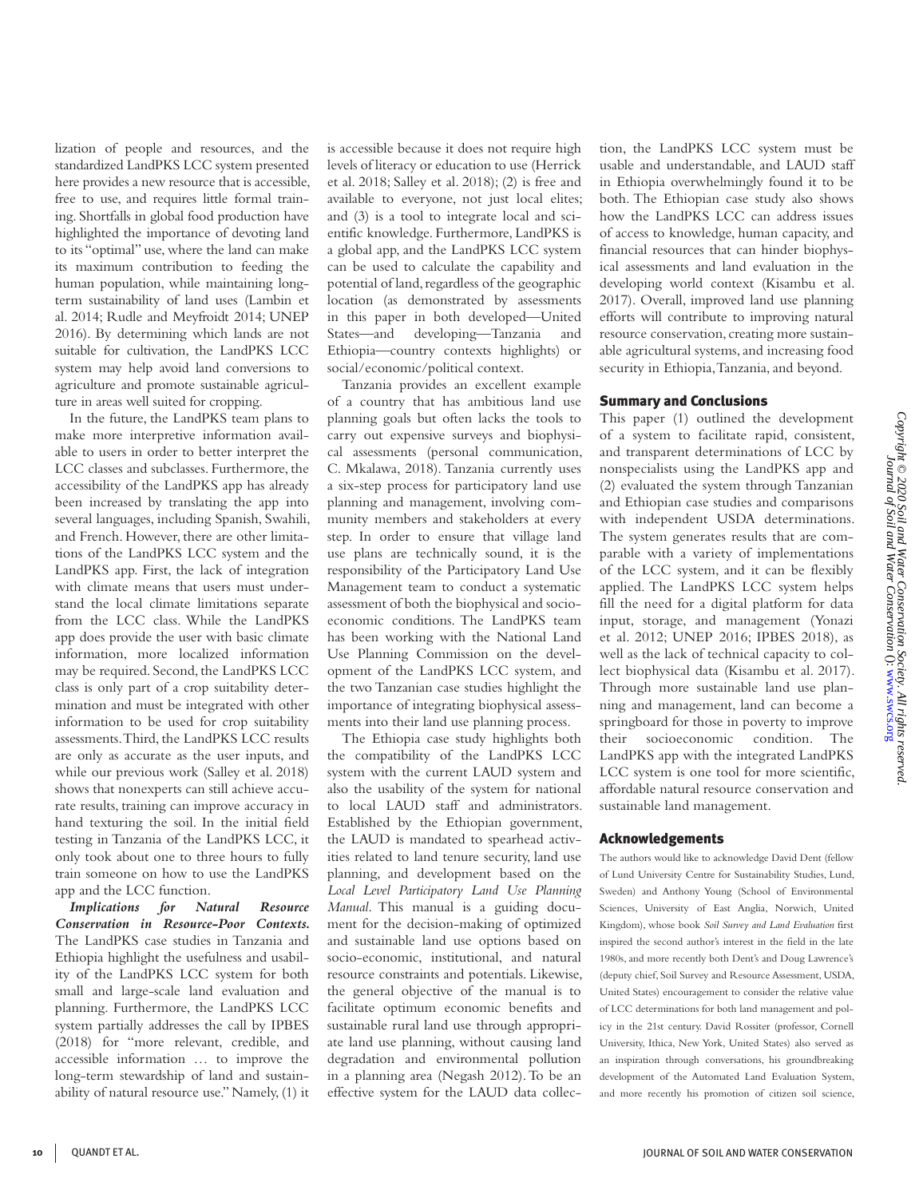lization of people and resources, and the standardized LandPKS LCC system presented here provides a new resource that is accessible, free to use, and requires little formal training. Shortfalls in global food production have highlighted the importance of devoting land to its "optimal" use, where the land can make its maximum contribution to feeding the human population, while maintaining long-term sustainability of land uses (Lambin et al. 2014; Rudle and Meyfroidt 2014; UNEP 2016). By determining which lands are not suitable for cultivation, the LandPKS LCC system may help avoid land conversions to agriculture and promote sustainable agriculture in areas well suited for cropping.

In the future, the LandPKS team plans to make more interpretive information available to users in order to better interpret the LCC classes and subclasses. Furthermore, the accessibility of the LandPKS app has already been increased by translating the app into several languages, including Spanish, Swahili, and French. However, there are other limitations of the LandPKS LCC system and the LandPKS app. First, the lack of integration with climate means that users must understand the local climate limitations separate from the LCC class. While the LandPKS app does provide the user with basic climate information, more localized information may be required. Second, the LandPKS LCC class is only part of a crop suitability determination and must be integrated with other information to be used for crop suitability assessments. Third, the LandPKS LCC results are only as accurate as the user inputs, and while our previous work (Salley et al. 2018) shows that nonexperts can still achieve accurate results, training can improve accuracy in hand texturing the soil. In the initial field testing in Tanzania of the LandPKS LCC, it only took about one to three hours to fully train someone on how to use the LandPKS app and the LCC function.

***Implications for Natural Resource Conservation in Resource-Poor Contexts.*** The LandPKS case studies in Tanzania and Ethiopia highlight the usefulness and usability of the LandPKS LCC system for both small and large-scale land evaluation and planning. Furthermore, the LandPKS LCC system partially addresses the call by IPBES (2018) for "more relevant, credible, and accessible information … to improve the long-term stewardship of land and sustainability of natural resource use." Namely, (1) it is accessible because it does not require high levels of literacy or education to use (Herrick et al. 2018; Salley et al. 2018); (2) is free and available to everyone, not just local elites; and (3) is a tool to integrate local and scientific knowledge. Furthermore, LandPKS is a global app, and the LandPKS LCC system can be used to calculate the capability and potential of land, regardless of the geographic location (as demonstrated by assessments in this paper in both developed—United States—and developing—Tanzania and Ethiopia—country contexts highlights) or social/economic/political context.

Tanzania provides an excellent example of a country that has ambitious land use planning goals but often lacks the tools to carry out expensive surveys and biophysical assessments (personal communication, C. Mkalawa, 2018). Tanzania currently uses a six-step process for participatory land use planning and management, involving community members and stakeholders at every step. In order to ensure that village land use plans are technically sound, it is the responsibility of the Participatory Land Use Management team to conduct a systematic assessment of both the biophysical and socioeconomic conditions. The LandPKS team has been working with the National Land Use Planning Commission on the development of the LandPKS LCC system, and the two Tanzanian case studies highlight the importance of integrating biophysical assessments into their land use planning process.

The Ethiopia case study highlights both the compatibility of the LandPKS LCC system with the current LAUD system and also the usability of the system for national to local LAUD staff and administrators. Established by the Ethiopian government, the LAUD is mandated to spearhead activities related to land tenure security, land use planning, and development based on the *Local Level Participatory Land Use Planning Manual*. This manual is a guiding document for the decision-making of optimized and sustainable land use options based on socio-economic, institutional, and natural resource constraints and potentials. Likewise, the general objective of the manual is to facilitate optimum economic benefits and sustainable rural land use through appropriate land use planning, without causing land degradation and environmental pollution in a planning area (Negash 2012). To be an effective system for the LAUD data collection, the LandPKS LCC system must be usable and understandable, and LAUD staff in Ethiopia overwhelmingly found it to be both. The Ethiopian case study also shows how the LandPKS LCC can address issues of access to knowledge, human capacity, and financial resources that can hinder biophysical assessments and land evaluation in the developing world context (Kisambu et al. 2017). Overall, improved land use planning efforts will contribute to improving natural resource conservation, creating more sustainable agricultural systems, and increasing food security in Ethiopia, Tanzania, and beyond.

## Summary and Conclusions

This paper (1) outlined the development of a system to facilitate rapid, consistent, and transparent determinations of LCC by nonspecialists using the LandPKS app and (2) evaluated the system through Tanzanian and Ethiopian case studies and comparisons with independent USDA determinations. The system generates results that are comparable with a variety of implementations of the LCC system, and it can be flexibly applied. The LandPKS LCC system helps fill the need for a digital platform for data input, storage, and management (Yonazi et al. 2012; UNEP 2016; IPBES 2018), as well as the lack of technical capacity to collect biophysical data (Kisambu et al. 2017). Through more sustainable land use planning and management, land can become a springboard for those in poverty to improve their socioeconomic condition. The LandPKS app with the integrated LandPKS LCC system is one tool for more scientific, affordable natural resource conservation and sustainable land management.

## Acknowledgements

The authors would like to acknowledge David Dent (fellow of Lund University Centre for Sustainability Studies, Lund, Sweden) and Anthony Young (School of Environmental Sciences, University of East Anglia, Norwich, United Kingdom), whose book *Soil Survey and Land Evaluation* first inspired the second author's interest in the field in the late 1980s, and more recently both Dent's and Doug Lawrence's (deputy chief, Soil Survey and Resource Assessment, USDA, United States) encouragement to consider the relative value of LCC determinations for both land management and policy in the 21st century. David Rossiter (professor, Cornell University, Ithica, New York, United States) also served as an inspiration through conversations, his groundbreaking development of the Automated Land Evaluation System, and more recently his promotion of citizen soil science,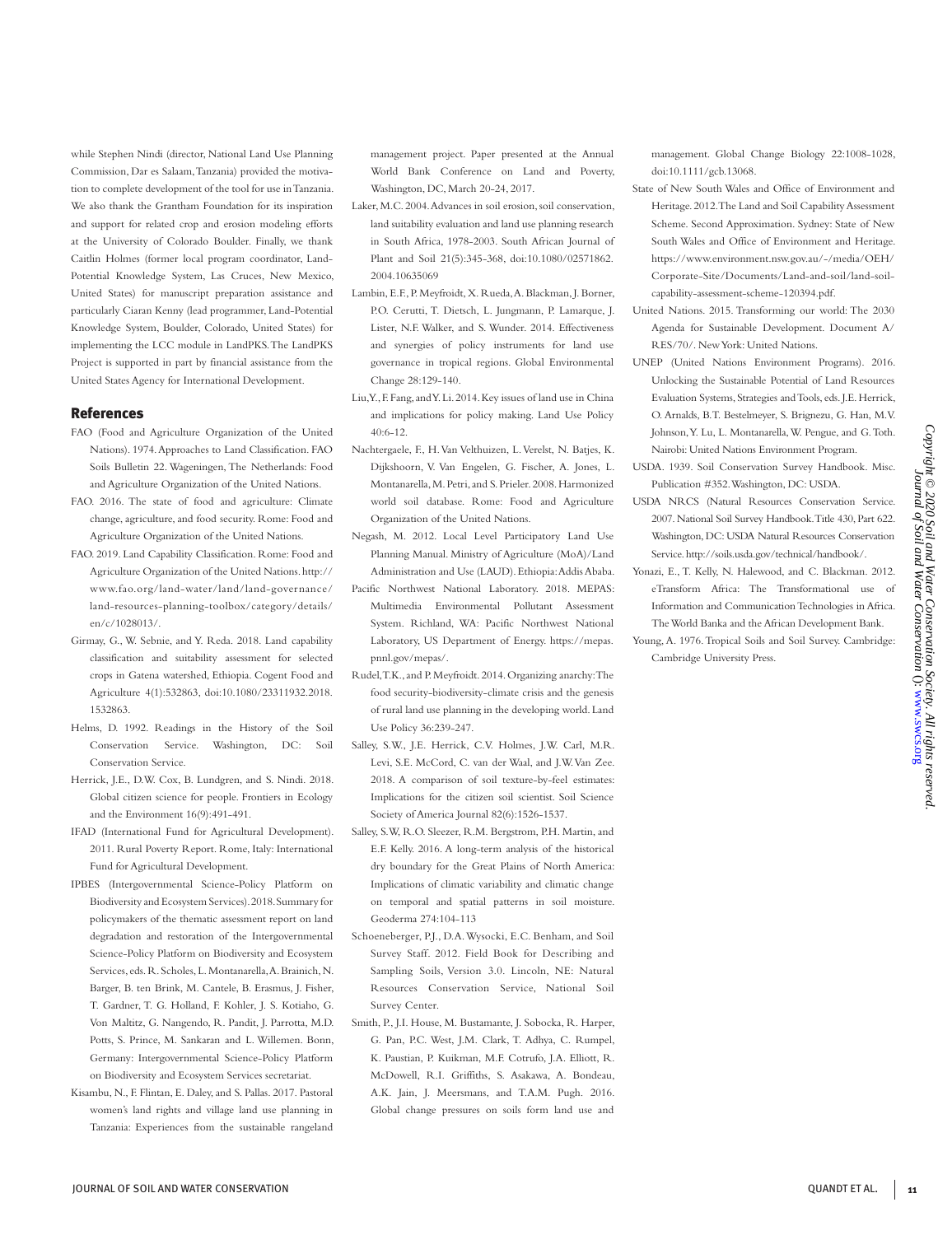while Stephen Nindi (director, National Land Use Planning Commission, Dar es Salaam, Tanzania) provided the motivation to complete development of the tool for use in Tanzania. We also thank the Grantham Foundation for its inspiration and support for related crop and erosion modeling efforts at the University of Colorado Boulder. Finally, we thank Caitlin Holmes (former local program coordinator, Land-Potential Knowledge System, Las Cruces, New Mexico, United States) for manuscript preparation assistance and particularly Ciaran Kenny (lead programmer, Land-Potential Knowledge System, Boulder, Colorado, United States) for implementing the LCC module in LandPKS. The LandPKS Project is supported in part by financial assistance from the United States Agency for International Development.

## References

FAO (Food and Agriculture Organization of the United Nations). 1974. Approaches to Land Classification. FAO Soils Bulletin 22. Wageningen, The Netherlands: Food and Agriculture Organization of the United Nations.

FAO. 2016. The state of food and agriculture: Climate change, agriculture, and food security. Rome: Food and Agriculture Organization of the United Nations.

FAO. 2019. Land Capability Classification. Rome: Food and Agriculture Organization of the United Nations. http://www.fao.org/land-water/land/land-governance/land-resources-planning-toolbox/category/details/en/c/1028013/.

Girmay, G., W. Sebnie, and Y. Reda. 2018. Land capability classification and suitability assessment for selected crops in Gatena watershed, Ethiopia. Cogent Food and Agriculture 4(1):532863, doi:10.1080/23311932.2018.1532863.

Helms, D. 1992. Readings in the History of the Soil Conservation Service. Washington, DC: Soil Conservation Service.

Herrick, J.E., D.W. Cox, B. Lundgren, and S. Nindi. 2018. Global citizen science for people. Frontiers in Ecology and the Environment 16(9):491-491.

IFAD (International Fund for Agricultural Development). 2011. Rural Poverty Report. Rome, Italy: International Fund for Agricultural Development.

IPBES (Intergovernmental Science-Policy Platform on Biodiversity and Ecosystem Services). 2018. Summary for policymakers of the thematic assessment report on land degradation and restoration of the Intergovernmental Science-Policy Platform on Biodiversity and Ecosystem Services, eds. R. Scholes, L. Montanarella, A. Brainich, N. Barger, B. ten Brink, M. Cantele, B. Erasmus, J. Fisher, T. Gardner, T. G. Holland, F. Kohler, J. S. Kotiaho, G. Von Maltitz, G. Nangendo, R. Pandit, J. Parrotta, M.D. Potts, S. Prince, M. Sankaran and L. Willemen. Bonn, Germany: Intergovernmental Science-Policy Platform on Biodiversity and Ecosystem Services secretariat.

Kisambu, N., F. Flintan, E. Daley, and S. Pallas. 2017. Pastoral women's land rights and village land use planning in Tanzania: Experiences from the sustainable rangeland management project. Paper presented at the Annual World Bank Conference on Land and Poverty, Washington, DC, March 20-24, 2017.

Laker, M.C. 2004. Advances in soil erosion, soil conservation, land suitability evaluation and land use planning research in South Africa, 1978-2003. South African Journal of Plant and Soil 21(5):345-368, doi:10.1080/02571862.2004.10635069

Lambin, E.F., P. Meyfroidt, X. Rueda, A. Blackman, J. Borner, P.O. Cerutti, T. Dietsch, L. Jungmann, P. Lamarque, J. Lister, N.F. Walker, and S. Wunder. 2014. Effectiveness and synergies of policy instruments for land use governance in tropical regions. Global Environmental Change 28:129-140.

Liu, Y., F. Fang, and Y. Li. 2014. Key issues of land use in China and implications for policy making. Land Use Policy 40:6-12.

Nachtergaele, F., H. Van Velthuizen, L. Verelst, N. Batjes, K. Dijkshoorn, V. Van Engelen, G. Fischer, A. Jones, L. Montanarella, M. Petri, and S. Prieler. 2008. Harmonized world soil database. Rome: Food and Agriculture Organization of the United Nations.

Negash, M. 2012. Local Level Participatory Land Use Planning Manual. Ministry of Agriculture (MoA)/Land Administration and Use (LAUD). Ethiopia: Addis Ababa.

Pacific Northwest National Laboratory. 2018. MEPAS: Multimedia Environmental Pollutant Assessment System. Richland, WA: Pacific Northwest National Laboratory, US Department of Energy. https://mepas.pnnl.gov/mepas/.

Rudel, T.K., and P. Meyfroidt. 2014. Organizing anarchy: The food security-biodiversity-climate crisis and the genesis of rural land use planning in the developing world. Land Use Policy 36:239-247.

Salley, S.W., J.E. Herrick, C.V. Holmes, J.W. Carl, M.R. Levi, S.E. McCord, C. van der Waal, and J.W. Van Zee. 2018. A comparison of soil texture-by-feel estimates: Implications for the citizen soil scientist. Soil Science Society of America Journal 82(6):1526-1537.

Salley, S.W, R.O. Sleezer, R.M. Bergstrom, P.H. Martin, and E.F. Kelly. 2016. A long-term analysis of the historical dry boundary for the Great Plains of North America: Implications of climatic variability and climatic change on temporal and spatial patterns in soil moisture. Geoderma 274:104-113

Schoeneberger, P.J., D.A. Wysocki, E.C. Benham, and Soil Survey Staff. 2012. Field Book for Describing and Sampling Soils, Version 3.0. Lincoln, NE: Natural Resources Conservation Service, National Soil Survey Center.

Smith, P., J.I. House, M. Bustamante, J. Sobocka, R. Harper, G. Pan, P.C. West, J.M. Clark, T. Adhya, C. Rumpel, K. Paustian, P. Kuikman, M.F. Cotrufo, J.A. Elliott, R. McDowell, R.I. Griffiths, S. Asakawa, A. Bondeau, A.K. Jain, J. Meersmans, and T.A.M. Pugh. 2016. Global change pressures on soils form land use and management. Global Change Biology 22:1008-1028, doi:10.1111/gcb.13068.

State of New South Wales and Office of Environment and Heritage. 2012. The Land and Soil Capability Assessment Scheme. Second Approximation. Sydney: State of New South Wales and Office of Environment and Heritage. https://www.environment.nsw.gov.au/-/media/OEH/Corporate-Site/Documents/Land-and-soil/land-soil-capability-assessment-scheme-120394.pdf.

United Nations. 2015. Transforming our world: The 2030 Agenda for Sustainable Development. Document A/RES/70/. New York: United Nations.

UNEP (United Nations Environment Programs). 2016. Unlocking the Sustainable Potential of Land Resources Evaluation Systems, Strategies and Tools, eds. J.E. Herrick, O. Arnalds, B.T. Bestelmeyer, S. Brignezu, G. Han, M.V. Johnson, Y. Lu, L. Montanarella, W. Pengue, and G. Toth. Nairobi: United Nations Environment Program.

USDA. 1939. Soil Conservation Survey Handbook. Misc. Publication #352. Washington, DC: USDA.

USDA NRCS (Natural Resources Conservation Service. 2007. National Soil Survey Handbook. Title 430, Part 622. Washington, DC: USDA Natural Resources Conservation Service. http://soils.usda.gov/technical/handbook/.

Yonazi, E., T. Kelly, N. Halewood, and C. Blackman. 2012. eTransform Africa: The Transformational use of Information and Communication Technologies in Africa. The World Banka and the African Development Bank.

Young, A. 1976. Tropical Soils and Soil Survey. Cambridge: Cambridge University Press.